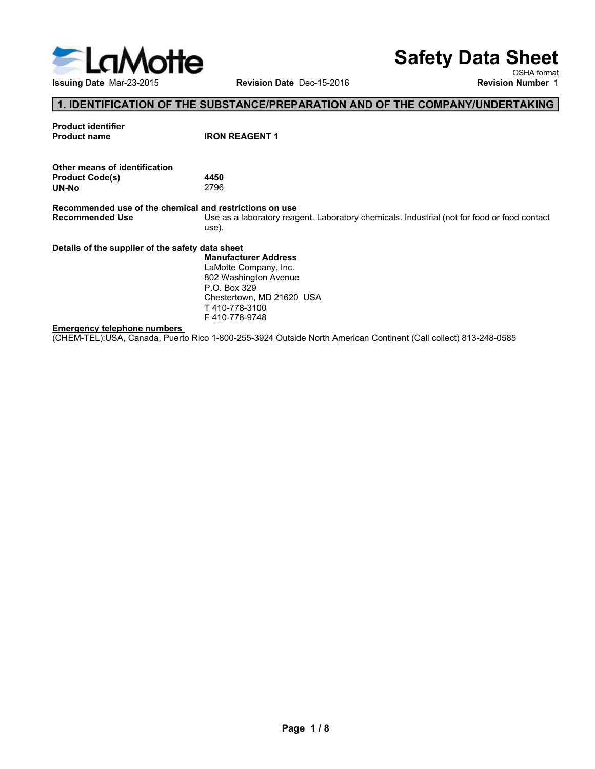LaMotte

# Safety Data Sheet

OSHA format

**Issuing Date** Mar-23-2015 **Revision Date** Dec-15-2016 **Revision Number** 1

## 1. IDENTIFICATION OF THE SUBSTANCE/PREPARATION AND OF THE COMPANY/UNDERTAKING

**Product identifier**

**Product name** **IRON REAGENT 1**

**Other means of identification**

**Product Code(s)** **4450**

**UN-No** 2796

**Recommended use of the chemical and restrictions on use**

**Recommended Use** Use as a laboratory reagent. Laboratory chemicals. Industrial (not for food or food contact use).

**Details of the supplier of the safety data sheet**

**Manufacturer Address**
LaMotte Company, Inc.
802 Washington Avenue
P.O. Box 329
Chestertown, MD 21620 USA
T 410-778-3100
F 410-778-9748

**Emergency telephone numbers**

(CHEM-TEL):USA, Canada, Puerto Rico 1-800-255-3924 Outside North American Continent (Call collect) 813-248-0585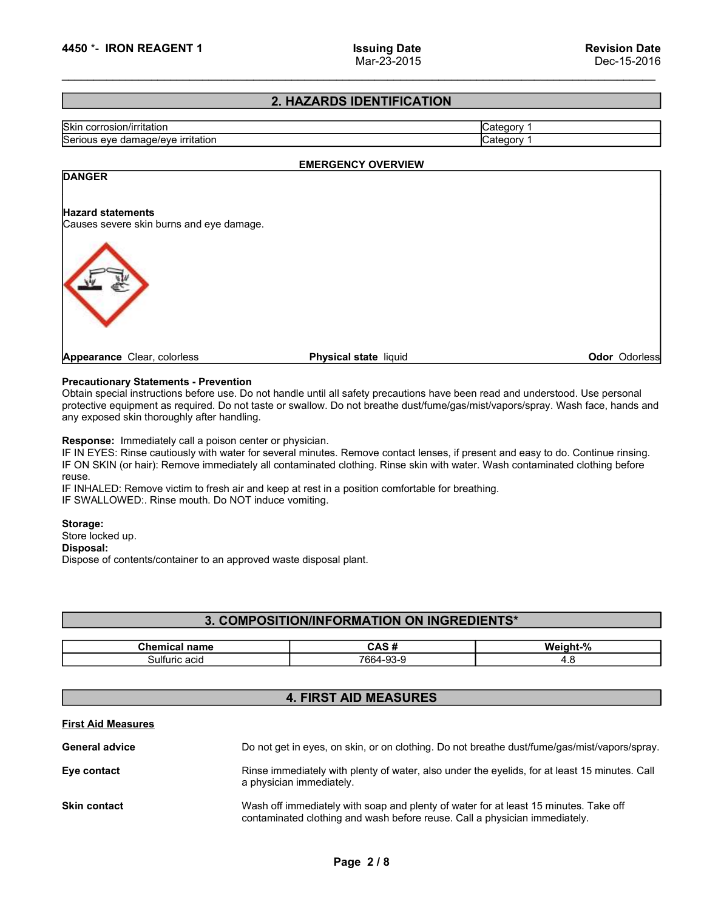## 2. HAZARDS IDENTIFICATION

| | |
|---|---|
| Skin corrosion/irritation | Category 1 |
| Serious eye damage/eye irritation | Category 1 |

**EMERGENCY OVERVIEW**

**DANGER**

**Hazard statements**
Causes severe skin burns and eye damage.

**Appearance** Clear, colorless **Physical state** liquid **Odor** Odorless

**Precautionary Statements - Prevention**
Obtain special instructions before use. Do not handle until all safety precautions have been read and understood. Use personal protective equipment as required. Do not taste or swallow. Do not breathe dust/fume/gas/mist/vapors/spray. Wash face, hands and any exposed skin thoroughly after handling.

**Response:** Immediately call a poison center or physician.
IF IN EYES: Rinse cautiously with water for several minutes. Remove contact lenses, if present and easy to do. Continue rinsing.
IF ON SKIN (or hair): Remove immediately all contaminated clothing. Rinse skin with water. Wash contaminated clothing before reuse.
IF INHALED: Remove victim to fresh air and keep at rest in a position comfortable for breathing.
IF SWALLOWED:. Rinse mouth. Do NOT induce vomiting.

**Storage:**
Store locked up.
**Disposal:**
Dispose of contents/container to an approved waste disposal plant.

## 3. COMPOSITION/INFORMATION ON INGREDIENTS*

| Chemical name | CAS # | Weight-% |
|---|---|---|
| Sulfuric acid | 7664-93-9 | 4.8 |

## 4. FIRST AID MEASURES

**First Aid Measures**

**General advice** Do not get in eyes, on skin, or on clothing. Do not breathe dust/fume/gas/mist/vapors/spray.

**Eye contact** Rinse immediately with plenty of water, also under the eyelids, for at least 15 minutes. Call a physician immediately.

**Skin contact** Wash off immediately with soap and plenty of water for at least 15 minutes. Take off contaminated clothing and wash before reuse. Call a physician immediately.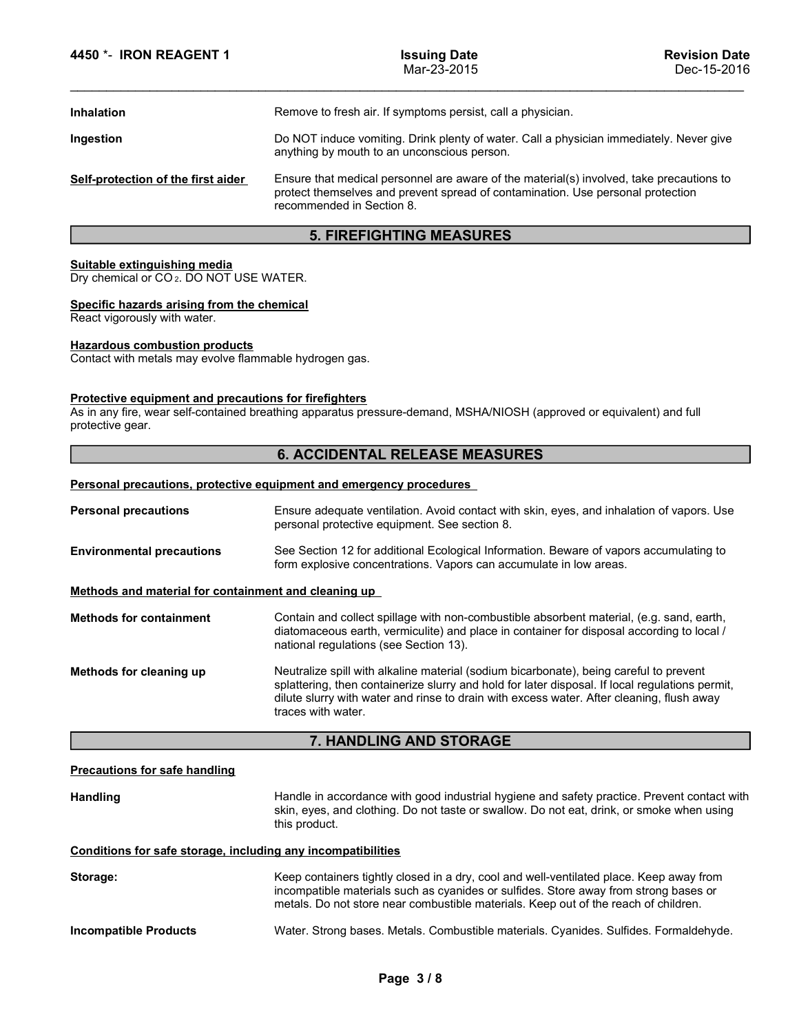**Inhalation** Remove to fresh air. If symptoms persist, call a physician.

**Ingestion** Do NOT induce vomiting. Drink plenty of water. Call a physician immediately. Never give anything by mouth to an unconscious person.

**Self-protection of the first aider** Ensure that medical personnel are aware of the material(s) involved, take precautions to protect themselves and prevent spread of contamination. Use personal protection recommended in Section 8.

## 5. FIREFIGHTING MEASURES

**Suitable extinguishing media**
Dry chemical or $CO_2$. DO NOT USE WATER.

**Specific hazards arising from the chemical**
React vigorously with water.

**Hazardous combustion products**
Contact with metals may evolve flammable hydrogen gas.

**Protective equipment and precautions for firefighters**
As in any fire, wear self-contained breathing apparatus pressure-demand, MSHA/NIOSH (approved or equivalent) and full protective gear.

## 6. ACCIDENTAL RELEASE MEASURES

**Personal precautions, protective equipment and emergency procedures**

**Personal precautions** Ensure adequate ventilation. Avoid contact with skin, eyes, and inhalation of vapors. Use personal protective equipment. See section 8.

**Environmental precautions** See Section 12 for additional Ecological Information. Beware of vapors accumulating to form explosive concentrations. Vapors can accumulate in low areas.

**Methods and material for containment and cleaning up**

**Methods for containment** Contain and collect spillage with non-combustible absorbent material, (e.g. sand, earth, diatomaceous earth, vermiculite) and place in container for disposal according to local / national regulations (see Section 13).

**Methods for cleaning up** Neutralize spill with alkaline material (sodium bicarbonate), being careful to prevent splattering, then containerize slurry and hold for later disposal. If local regulations permit, dilute slurry with water and rinse to drain with excess water. After cleaning, flush away traces with water.

## 7. HANDLING AND STORAGE

**Precautions for safe handling**

**Handling** Handle in accordance with good industrial hygiene and safety practice. Prevent contact with skin, eyes, and clothing. Do not taste or swallow. Do not eat, drink, or smoke when using this product.

**Conditions for safe storage, including any incompatibilities**

**Storage:** Keep containers tightly closed in a dry, cool and well-ventilated place. Keep away from incompatible materials such as cyanides or sulfides. Store away from strong bases or metals. Do not store near combustible materials. Keep out of the reach of children.

**Incompatible Products** Water. Strong bases. Metals. Combustible materials. Cyanides. Sulfides. Formaldehyde.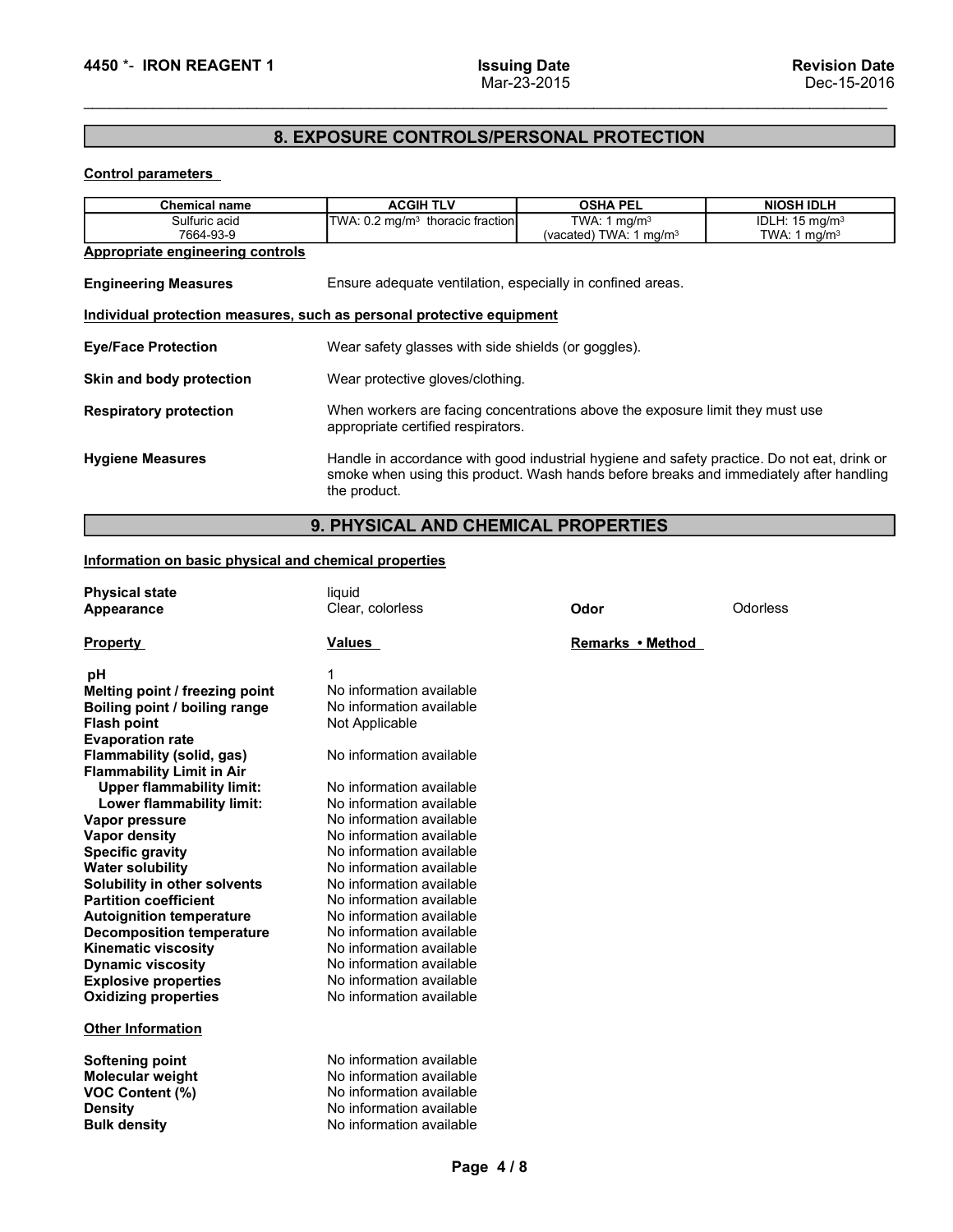## 8. EXPOSURE CONTROLS/PERSONAL PROTECTION

**Control parameters**

| Chemical name | ACGIH TLV | OSHA PEL | NIOSH IDLH |
|---|---|---|---|
| Sulfuric acid 7664-93-9 | TWA: 0.2 mg/m³ thoracic fraction | TWA: 1 mg/m³ (vacated) TWA: 1 mg/m³ | IDLH: 15 mg/m³ TWA: 1 mg/m³ |

**Appropriate engineering controls**

**Engineering Measures** Ensure adequate ventilation, especially in confined areas.

**Individual protection measures, such as personal protective equipment**

**Eye/Face Protection** Wear safety glasses with side shields (or goggles).

**Skin and body protection** Wear protective gloves/clothing.

**Respiratory protection** When workers are facing concentrations above the exposure limit they must use appropriate certified respirators.

**Hygiene Measures** Handle in accordance with good industrial hygiene and safety practice. Do not eat, drink or smoke when using this product. Wash hands before breaks and immediately after handling the product.

## 9. PHYSICAL AND CHEMICAL PROPERTIES

**Information on basic physical and chemical properties**

**Physical state** liquid

**Appearance** Clear, colorless

**Odor** Odorless

| Property | Values | Remarks • Method |
|---|---|---|
| **pH** | 1 | |
| **Melting point / freezing point** | No information available | |
| **Boiling point / boiling range** | No information available | |
| **Flash point** | Not Applicable | |
| **Evaporation rate** | | |
| **Flammability (solid, gas)** | No information available | |
| **Flammability Limit in Air** | | |
| **Upper flammability limit:** | No information available | |
| **Lower flammability limit:** | No information available | |
| **Vapor pressure** | No information available | |
| **Vapor density** | No information available | |
| **Specific gravity** | No information available | |
| **Water solubility** | No information available | |
| **Solubility in other solvents** | No information available | |
| **Partition coefficient** | No information available | |
| **Autoignition temperature** | No information available | |
| **Decomposition temperature** | No information available | |
| **Kinematic viscosity** | No information available | |
| **Dynamic viscosity** | No information available | |
| **Explosive properties** | No information available | |
| **Oxidizing properties** | No information available | |

**Other Information**

| | |
|---|---|
| **Softening point** | No information available |
| **Molecular weight** | No information available |
| **VOC Content (%)** | No information available |
| **Density** | No information available |
| **Bulk density** | No information available |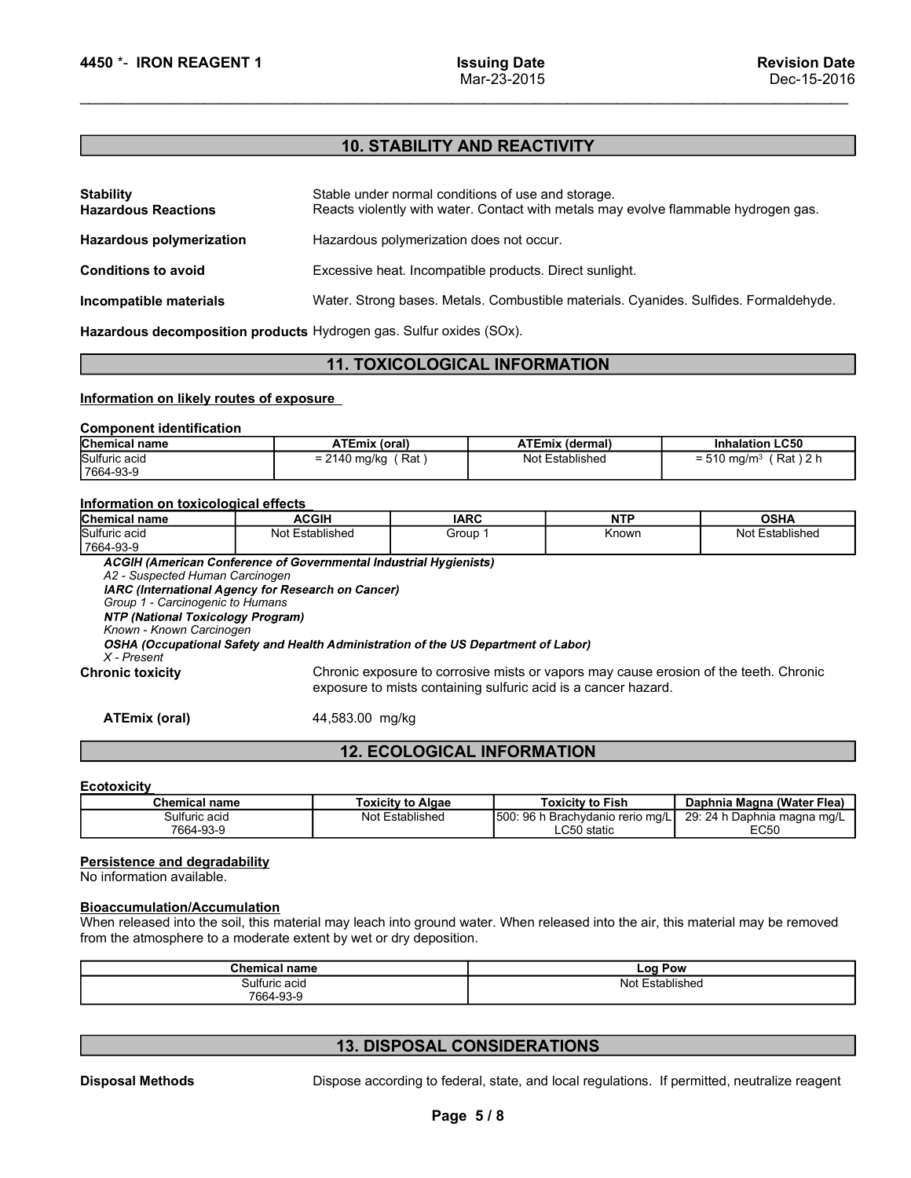## 10. STABILITY AND REACTIVITY

**Stability** Stable under normal conditions of use and storage.

**Hazardous Reactions** Reacts violently with water. Contact with metals may evolve flammable hydrogen gas.

**Hazardous polymerization** Hazardous polymerization does not occur.

**Conditions to avoid** Excessive heat. Incompatible products. Direct sunlight.

**Incompatible materials** Water. Strong bases. Metals. Combustible materials. Cyanides. Sulfides. Formaldehyde.

**Hazardous decomposition products** Hydrogen gas. Sulfur oxides (SOx).

## 11. TOXICOLOGICAL INFORMATION

**Information on likely routes of exposure**

**Component identification**

| Chemical name | ATEmix (oral) | ATEmix (dermal) | Inhalation LC50 |
|---|---|---|---|
| Sulfuric acid 7664-93-9 | = 2140 mg/kg ( Rat ) | Not Established | = 510 mg/m³ ( Rat ) 2 h |

**Information on toxicological effects**

| Chemical name | ACGIH | IARC | NTP | OSHA |
|---|---|---|---|---|
| Sulfuric acid 7664-93-9 | Not Established | Group 1 | Known | Not Established |

***ACGIH (American Conference of Governmental Industrial Hygienists)***
*A2 - Suspected Human Carcinogen*
***IARC (International Agency for Research on Cancer)***
*Group 1 - Carcinogenic to Humans*
***NTP (National Toxicology Program)***
*Known - Known Carcinogen*
***OSHA (Occupational Safety and Health Administration of the US Department of Labor)***
*X - Present*

**Chronic toxicity** Chronic exposure to corrosive mists or vapors may cause erosion of the teeth. Chronic exposure to mists containing sulfuric acid is a cancer hazard.

**ATEmix (oral)** 44,583.00 mg/kg

## 12. ECOLOGICAL INFORMATION

**Ecotoxicity**

| Chemical name | Toxicity to Algae | Toxicity to Fish | Daphnia Magna (Water Flea) |
|---|---|---|---|
| Sulfuric acid 7664-93-9 | Not Established | 500: 96 h Brachydanio rerio mg/L LC50 static | 29: 24 h Daphnia magna mg/L EC50 |

**Persistence and degradability**
No information available.

**Bioaccumulation/Accumulation**
When released into the soil, this material may leach into ground water. When released into the air, this material may be removed from the atmosphere to a moderate extent by wet or dry deposition.

| Chemical name | Log Pow |
|---|---|
| Sulfuric acid 7664-93-9 | Not Established |

## 13. DISPOSAL CONSIDERATIONS

**Disposal Methods** Dispose according to federal, state, and local regulations. If permitted, neutralize reagent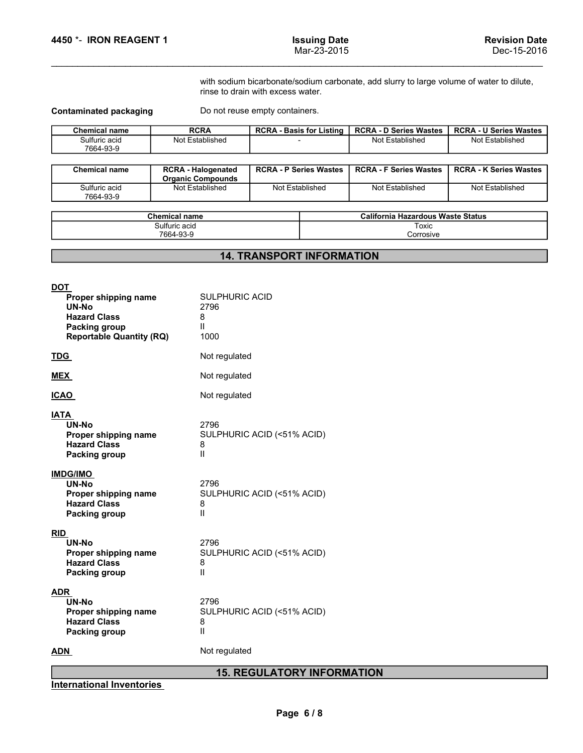with sodium bicarbonate/sodium carbonate, add slurry to large volume of water to dilute, rinse to drain with excess water.

**Contaminated packaging** Do not reuse empty containers.

| Chemical name | RCRA | RCRA - Basis for Listing | RCRA - D Series Wastes | RCRA - U Series Wastes |
|---|---|---|---|---|
| Sulfuric acid 7664-93-9 | Not Established | - | Not Established | Not Established |

| Chemical name | RCRA - Halogenated Organic Compounds | RCRA - P Series Wastes | RCRA - F Series Wastes | RCRA - K Series Wastes |
|---|---|---|---|---|
| Sulfuric acid 7664-93-9 | Not Established | Not Established | Not Established | Not Established |

| Chemical name | California Hazardous Waste Status |
|---|---|
| Sulfuric acid 7664-93-9 | Toxic Corrosive |

## 14. TRANSPORT INFORMATION

**DOT**

- **Proper shipping name** SULPHURIC ACID
- **UN-No** 2796
- **Hazard Class** 8
- **Packing group** II
- **Reportable Quantity (RQ)** 1000

**TDG** Not regulated

**MEX** Not regulated

**ICAO** Not regulated

**IATA**

- **UN-No** 2796
- **Proper shipping name** SULPHURIC ACID (<51% ACID)
- **Hazard Class** 8
- **Packing group** II

**IMDG/IMO**

- **UN-No** 2796
- **Proper shipping name** SULPHURIC ACID (<51% ACID)
- **Hazard Class** 8
- **Packing group** II

**RID**

- **UN-No** 2796
- **Proper shipping name** SULPHURIC ACID (<51% ACID)
- **Hazard Class** 8
- **Packing group** II

**ADR**

- **UN-No** 2796
- **Proper shipping name** SULPHURIC ACID (<51% ACID)
- **Hazard Class** 8
- **Packing group** II

**ADN** Not regulated

## 15. REGULATORY INFORMATION

**International Inventories**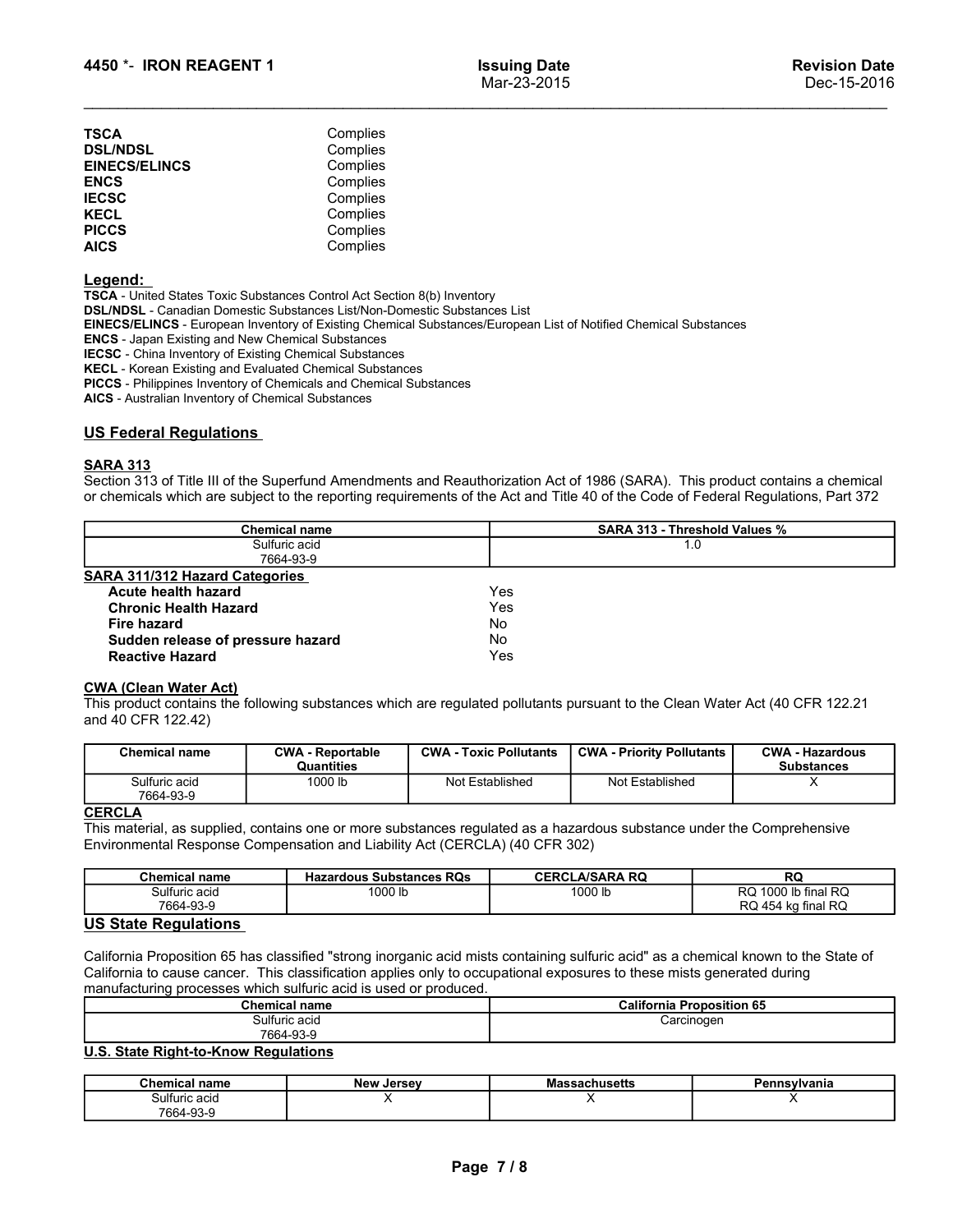| | |
|---|---|
| **TSCA** | Complies |
| **DSL/NDSL** | Complies |
| **EINECS/ELINCS** | Complies |
| **ENCS** | Complies |
| **IECSC** | Complies |
| **KECL** | Complies |
| **PICCS** | Complies |
| **AICS** | Complies |

**Legend:**

**TSCA** - United States Toxic Substances Control Act Section 8(b) Inventory
**DSL/NDSL** - Canadian Domestic Substances List/Non-Domestic Substances List
**EINECS/ELINCS** - European Inventory of Existing Chemical Substances/European List of Notified Chemical Substances
**ENCS** - Japan Existing and New Chemical Substances
**IECSC** - China Inventory of Existing Chemical Substances
**KECL** - Korean Existing and Evaluated Chemical Substances
**PICCS** - Philippines Inventory of Chemicals and Chemical Substances
**AICS** - Australian Inventory of Chemical Substances

## US Federal Regulations

### SARA 313

Section 313 of Title III of the Superfund Amendments and Reauthorization Act of 1986 (SARA). This product contains a chemical or chemicals which are subject to the reporting requirements of the Act and Title 40 of the Code of Federal Regulations, Part 372

| Chemical name | SARA 313 - Threshold Values % |
|---|---|
| Sulfuric acid 7664-93-9 | 1.0 |

### SARA 311/312 Hazard Categories

| | |
|---|---|
| **Acute health hazard** | Yes |
| **Chronic Health Hazard** | Yes |
| **Fire hazard** | No |
| **Sudden release of pressure hazard** | No |
| **Reactive Hazard** | Yes |

### CWA (Clean Water Act)

This product contains the following substances which are regulated pollutants pursuant to the Clean Water Act (40 CFR 122.21 and 40 CFR 122.42)

| Chemical name | CWA - Reportable Quantities | CWA - Toxic Pollutants | CWA - Priority Pollutants | CWA - Hazardous Substances |
|---|---|---|---|---|
| Sulfuric acid 7664-93-9 | 1000 lb | Not Established | Not Established | X |

### CERCLA

This material, as supplied, contains one or more substances regulated as a hazardous substance under the Comprehensive Environmental Response Compensation and Liability Act (CERCLA) (40 CFR 302)

| Chemical name | Hazardous Substances RQs | CERCLA/SARA RQ | RQ |
|---|---|---|---|
| Sulfuric acid 7664-93-9 | 1000 lb | 1000 lb | RQ 1000 lb final RQ RQ 454 kg final RQ |

## US State Regulations

California Proposition 65 has classified "strong inorganic acid mists containing sulfuric acid" as a chemical known to the State of California to cause cancer. This classification applies only to occupational exposures to these mists generated during manufacturing processes which sulfuric acid is used or produced.

| Chemical name | California Proposition 65 |
|---|---|
| Sulfuric acid 7664-93-9 | Carcinogen |

### U.S. State Right-to-Know Regulations

| Chemical name | New Jersey | Massachusetts | Pennsylvania |
|---|---|---|---|
| Sulfuric acid 7664-93-9 | X | X | X |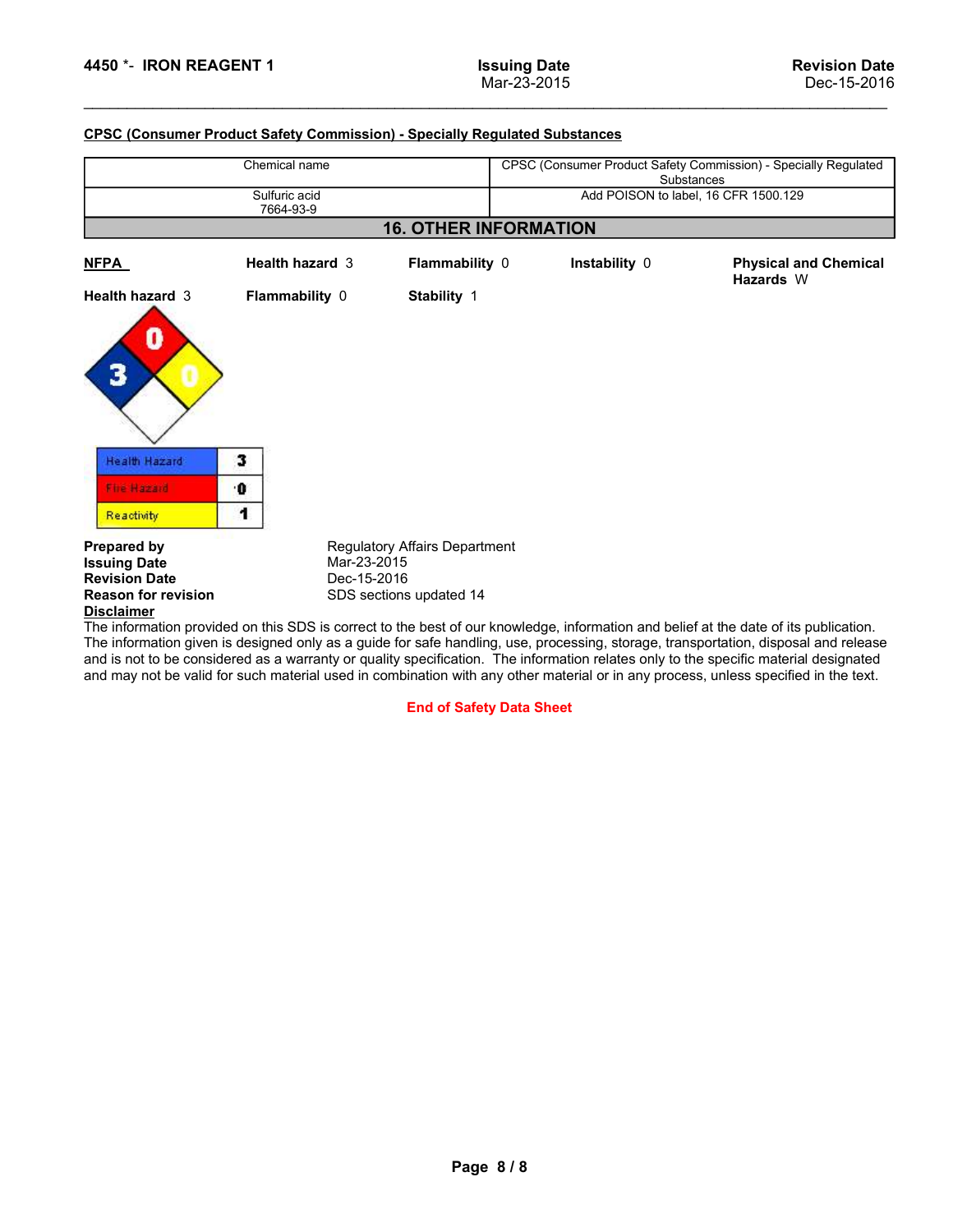**CPSC (Consumer Product Safety Commission) - Specially Regulated Substances**

| Chemical name | CPSC (Consumer Product Safety Commission) - Specially Regulated Substances |
|---|---|
| Sulfuric acid 7664-93-9 | Add POISON to label, 16 CFR 1500.129 |

## 16. OTHER INFORMATION

**NFPA** **Health hazard** 3 **Flammability** 0 **Instability** 0 **Physical and Chemical Hazards** W

**Health hazard** 3 **Flammability** 0 **Stability** 1

| | |
|---|---|
| Health Hazard | 3 |
| Fire Hazard | 0 |
| Reactivity | 1 |

**Prepared by** Regulatory Affairs Department
**Issuing Date** Mar-23-2015
**Revision Date** Dec-15-2016
**Reason for revision** SDS sections updated 14

**Disclaimer**

The information provided on this SDS is correct to the best of our knowledge, information and belief at the date of its publication. The information given is designed only as a guide for safe handling, use, processing, storage, transportation, disposal and release and is not to be considered as a warranty or quality specification. The information relates only to the specific material designated and may not be valid for such material used in combination with any other material or in any process, unless specified in the text.

**End of Safety Data Sheet**